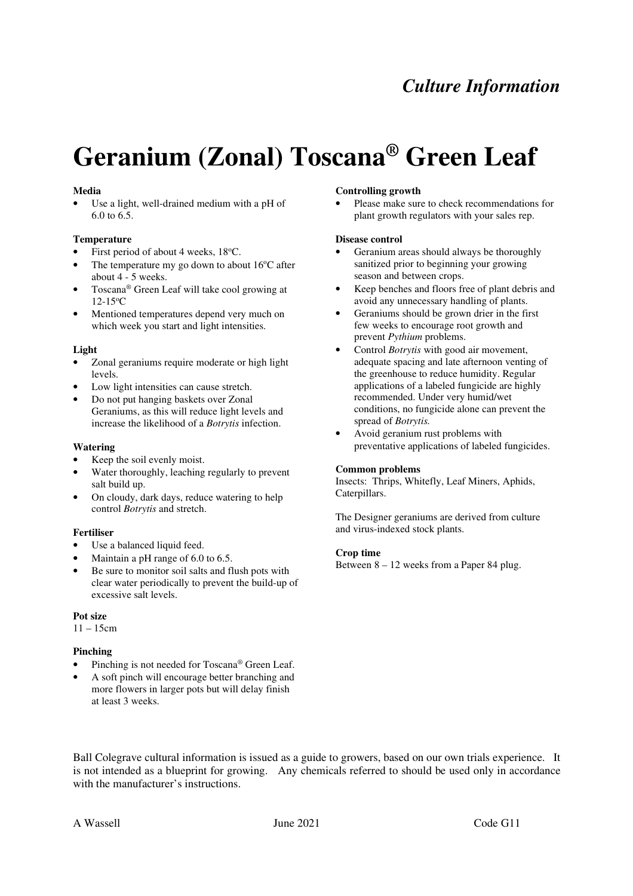*Culture Information*

# Geranium (Zonal) Toscana® Green Leaf

**Media**
- Use a light, well-drained medium with a pH of 6.0 to 6.5.

**Temperature**
- First period of about 4 weeks, 18ºC.
- The temperature my go down to about 16ºC after about 4 - 5 weeks.
- Toscana® Green Leaf will take cool growing at 12-15ºC
- Mentioned temperatures depend very much on which week you start and light intensities.

**Light**
- Zonal geraniums require moderate or high light levels.
- Low light intensities can cause stretch.
- Do not put hanging baskets over Zonal Geraniums, as this will reduce light levels and increase the likelihood of a *Botrytis* infection.

**Watering**
- Keep the soil evenly moist.
- Water thoroughly, leaching regularly to prevent salt build up.
- On cloudy, dark days, reduce watering to help control *Botrytis* and stretch.

**Fertiliser**
- Use a balanced liquid feed.
- Maintain a pH range of 6.0 to 6.5.
- Be sure to monitor soil salts and flush pots with clear water periodically to prevent the build-up of excessive salt levels.

**Pot size**
11 – 15cm

**Pinching**
- Pinching is not needed for Toscana® Green Leaf.
- A soft pinch will encourage better branching and more flowers in larger pots but will delay finish at least 3 weeks.

**Controlling growth**
- Please make sure to check recommendations for plant growth regulators with your sales rep.

**Disease control**
- Geranium areas should always be thoroughly sanitized prior to beginning your growing season and between crops.
- Keep benches and floors free of plant debris and avoid any unnecessary handling of plants.
- Geraniums should be grown drier in the first few weeks to encourage root growth and prevent *Pythium* problems.
- Control *Botrytis* with good air movement, adequate spacing and late afternoon venting of the greenhouse to reduce humidity. Regular applications of a labeled fungicide are highly recommended. Under very humid/wet conditions, no fungicide alone can prevent the spread of *Botrytis.*
- Avoid geranium rust problems with preventative applications of labeled fungicides.

**Common problems**
Insects: Thrips, Whitefly, Leaf Miners, Aphids, Caterpillars.

The Designer geraniums are derived from culture and virus-indexed stock plants.

**Crop time**
Between 8 – 12 weeks from a Paper 84 plug.

Ball Colegrave cultural information is issued as a guide to growers, based on our own trials experience. It is not intended as a blueprint for growing. Any chemicals referred to should be used only in accordance with the manufacturer's instructions.

A Wassell June 2021 Code G11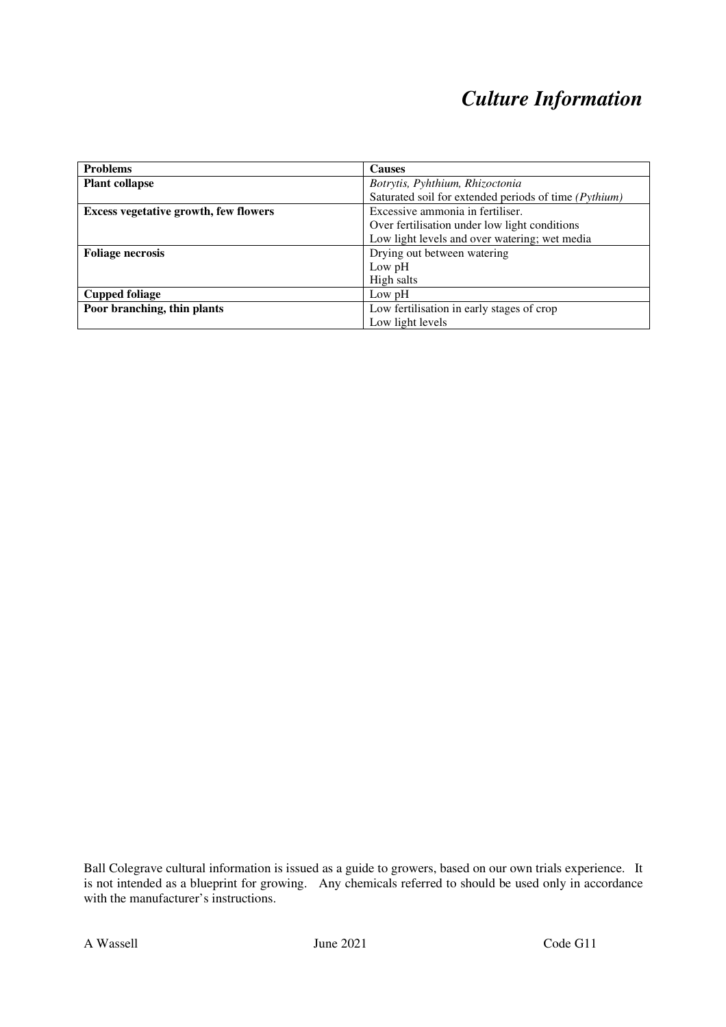# *Culture Information*

| Problems | Causes |
|---|---|
| **Plant collapse** | *Botrytis, Pyhthium, Rhizoctonia*<br>Saturated soil for extended periods of time *(Pythium)* |
| **Excess vegetative growth, few flowers** | Excessive ammonia in fertiliser.<br>Over fertilisation under low light conditions<br>Low light levels and over watering; wet media |
| **Foliage necrosis** | Drying out between watering<br>Low pH<br>High salts |
| **Cupped foliage** | Low pH |
| **Poor branching, thin plants** | Low fertilisation in early stages of crop<br>Low light levels |

Ball Colegrave cultural information is issued as a guide to growers, based on our own trials experience. It is not intended as a blueprint for growing. Any chemicals referred to should be used only in accordance with the manufacturer's instructions.

A Wassell June 2021 Code G11